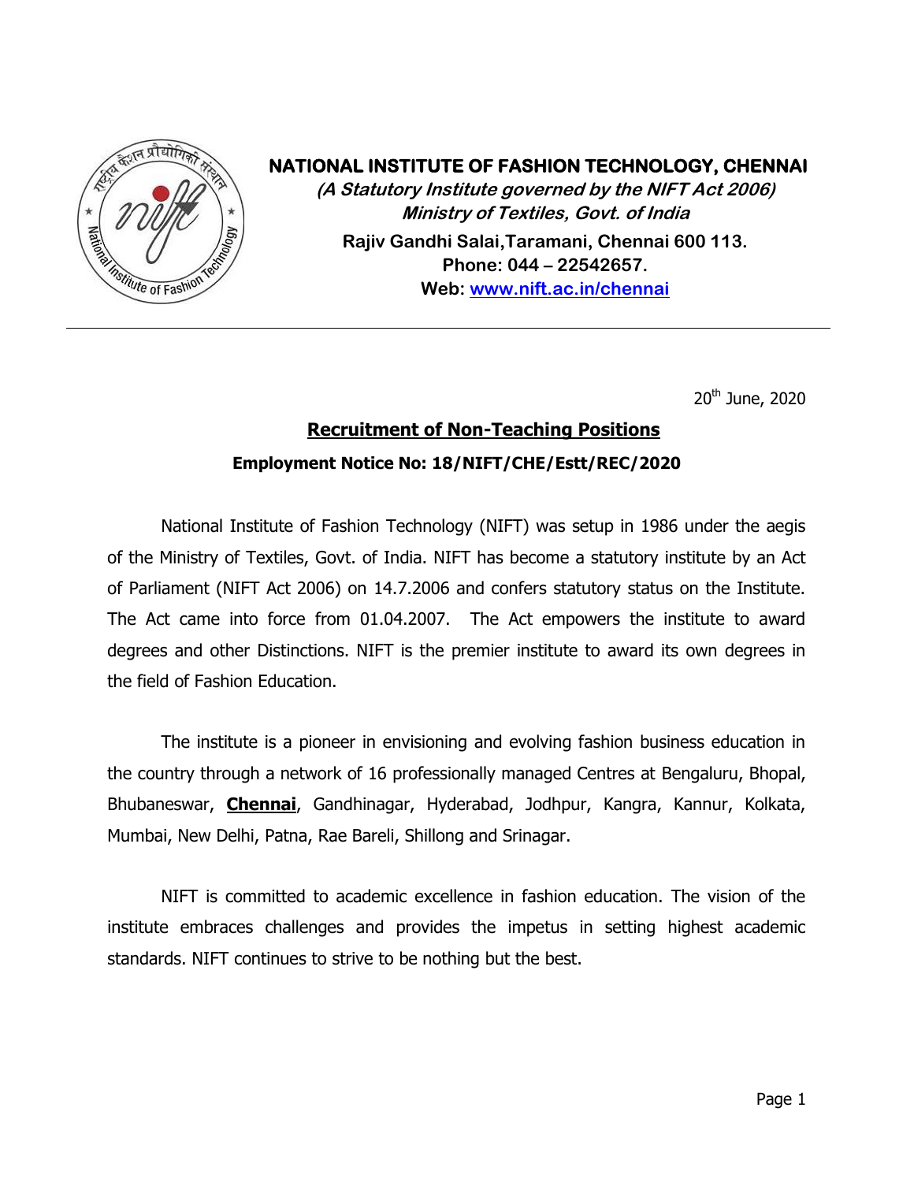# NATIONAL INSTITUTE OF FASHION TECHNOLOGY, CHENNAI

***(A Statutory Institute governed by the NIFT Act 2006)***
***Ministry of Textiles, Govt. of India***

**Rajiv Gandhi Salai,Taramani, Chennai 600 113.**
**Phone: 044 – 22542657.**
**Web: www.nift.ac.in/chennai**

---

20th June, 2020

## Recruitment of Non-Teaching Positions

**Employment Notice No: 18/NIFT/CHE/Estt/REC/2020**

National Institute of Fashion Technology (NIFT) was setup in 1986 under the aegis of the Ministry of Textiles, Govt. of India. NIFT has become a statutory institute by an Act of Parliament (NIFT Act 2006) on 14.7.2006 and confers statutory status on the Institute. The Act came into force from 01.04.2007. The Act empowers the institute to award degrees and other Distinctions. NIFT is the premier institute to award its own degrees in the field of Fashion Education.

The institute is a pioneer in envisioning and evolving fashion business education in the country through a network of 16 professionally managed Centres at Bengaluru, Bhopal, Bhubaneswar, **Chennai**, Gandhinagar, Hyderabad, Jodhpur, Kangra, Kannur, Kolkata, Mumbai, New Delhi, Patna, Rae Bareli, Shillong and Srinagar.

NIFT is committed to academic excellence in fashion education. The vision of the institute embraces challenges and provides the impetus in setting highest academic standards. NIFT continues to strive to be nothing but the best.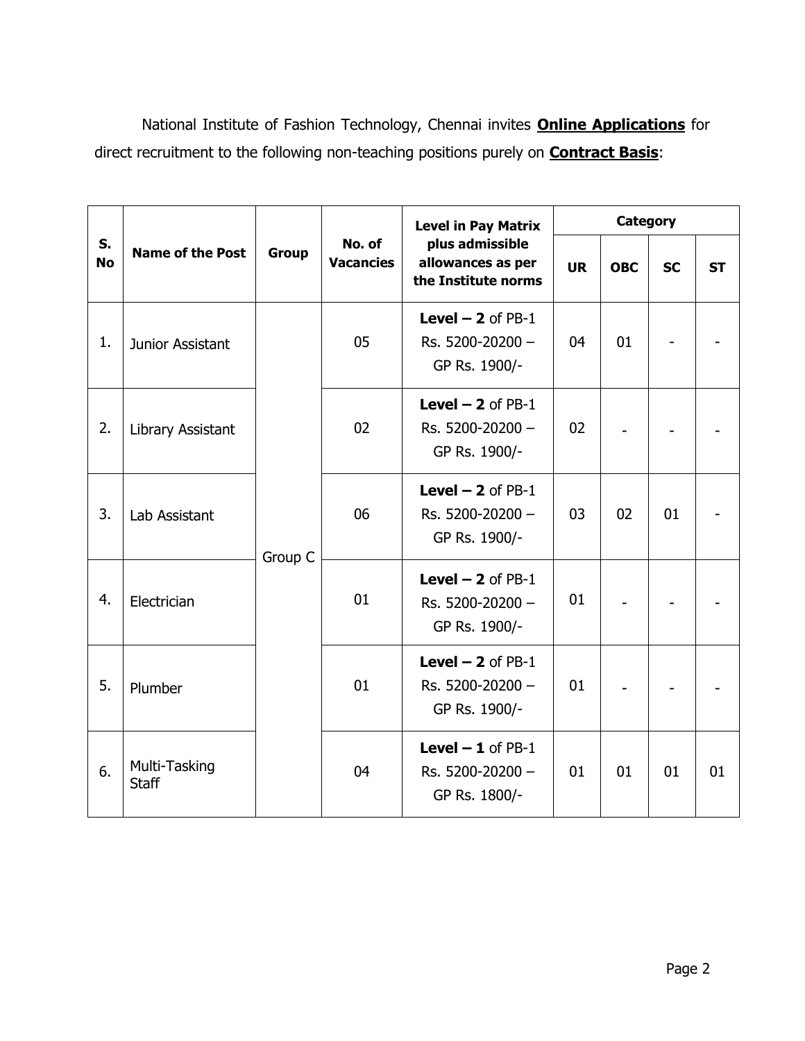National Institute of Fashion Technology, Chennai invites **Online Applications** for direct recruitment to the following non-teaching positions purely on **Contract Basis**:

| S. No | Name of the Post | Group | No. of Vacancies | Level in Pay Matrix plus admissible allowances as per the Institute norms | Category | | | |
|---|---|---|---|---|---|---|---|---|
| | | | | | UR | OBC | SC | ST |
| 1. | Junior Assistant | Group C | 05 | **Level – 2** of PB-1 Rs. 5200-20200 – GP Rs. 1900/- | 04 | 01 | - | - |
| 2. | Library Assistant | | 02 | **Level – 2** of PB-1 Rs. 5200-20200 – GP Rs. 1900/- | 02 | - | - | - |
| 3. | Lab Assistant | | 06 | **Level – 2** of PB-1 Rs. 5200-20200 – GP Rs. 1900/- | 03 | 02 | 01 | - |
| 4. | Electrician | | 01 | **Level – 2** of PB-1 Rs. 5200-20200 – GP Rs. 1900/- | 01 | - | - | - |
| 5. | Plumber | | 01 | **Level – 2** of PB-1 Rs. 5200-20200 – GP Rs. 1900/- | 01 | - | - | - |
| 6. | Multi-Tasking Staff | | 04 | **Level – 1** of PB-1 Rs. 5200-20200 – GP Rs. 1800/- | 01 | 01 | 01 | 01 |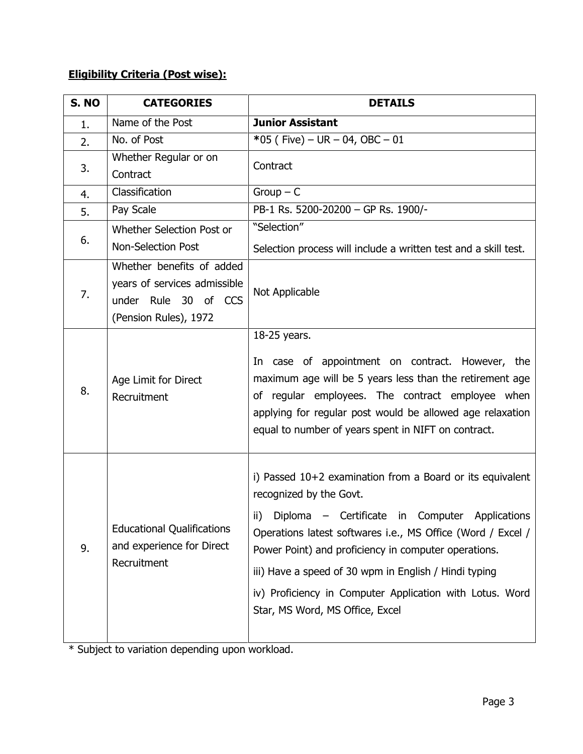**Eligibility Criteria (Post wise):**

| S. NO | CATEGORIES | DETAILS |
|---|---|---|
| 1. | Name of the Post | **Junior Assistant** |
| 2. | No. of Post | **\***05 ( Five) – UR – 04, OBC – 01 |
| 3. | Whether Regular or on Contract | Contract |
| 4. | Classification | Group – C |
| 5. | Pay Scale | PB-1 Rs. 5200-20200 – GP Rs. 1900/- |
| 6. | Whether Selection Post or Non-Selection Post | "Selection"<br>Selection process will include a written test and a skill test. |
| 7. | Whether benefits of added years of services admissible under Rule 30 of CCS (Pension Rules), 1972 | Not Applicable |
| 8. | Age Limit for Direct Recruitment | 18-25 years.<br>In case of appointment on contract. However, the maximum age will be 5 years less than the retirement age of regular employees. The contract employee when applying for regular post would be allowed age relaxation equal to number of years spent in NIFT on contract. |
| 9. | Educational Qualifications and experience for Direct Recruitment | i) Passed 10+2 examination from a Board or its equivalent recognized by the Govt.<br>ii) Diploma – Certificate in Computer Applications Operations latest softwares i.e., MS Office (Word / Excel / Power Point) and proficiency in computer operations.<br>iii) Have a speed of 30 wpm in English / Hindi typing<br>iv) Proficiency in Computer Application with Lotus. Word Star, MS Word, MS Office, Excel |

\* Subject to variation depending upon workload.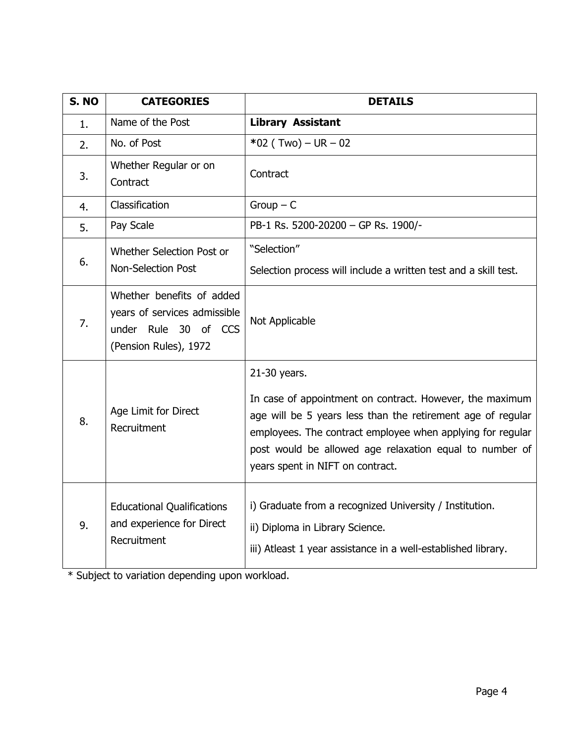| S. NO | CATEGORIES | DETAILS |
|---|---|---|
| 1. | Name of the Post | **Library Assistant** |
| 2. | No. of Post | ***02 ( Two) – UR – 02** |
| 3. | Whether Regular or on Contract | Contract |
| 4. | Classification | Group – C |
| 5. | Pay Scale | PB-1 Rs. 5200-20200 – GP Rs. 1900/- |
| 6. | Whether Selection Post or Non-Selection Post | "Selection"<br>Selection process will include a written test and a skill test. |
| 7. | Whether benefits of added years of services admissible under Rule 30 of CCS (Pension Rules), 1972 | Not Applicable |
| 8. | Age Limit for Direct Recruitment | 21-30 years.<br>In case of appointment on contract. However, the maximum age will be 5 years less than the retirement age of regular employees. The contract employee when applying for regular post would be allowed age relaxation equal to number of years spent in NIFT on contract. |
| 9. | Educational Qualifications and experience for Direct Recruitment | i) Graduate from a recognized University / Institution.<br>ii) Diploma in Library Science.<br>iii) Atleast 1 year assistance in a well-established library. |

* Subject to variation depending upon workload.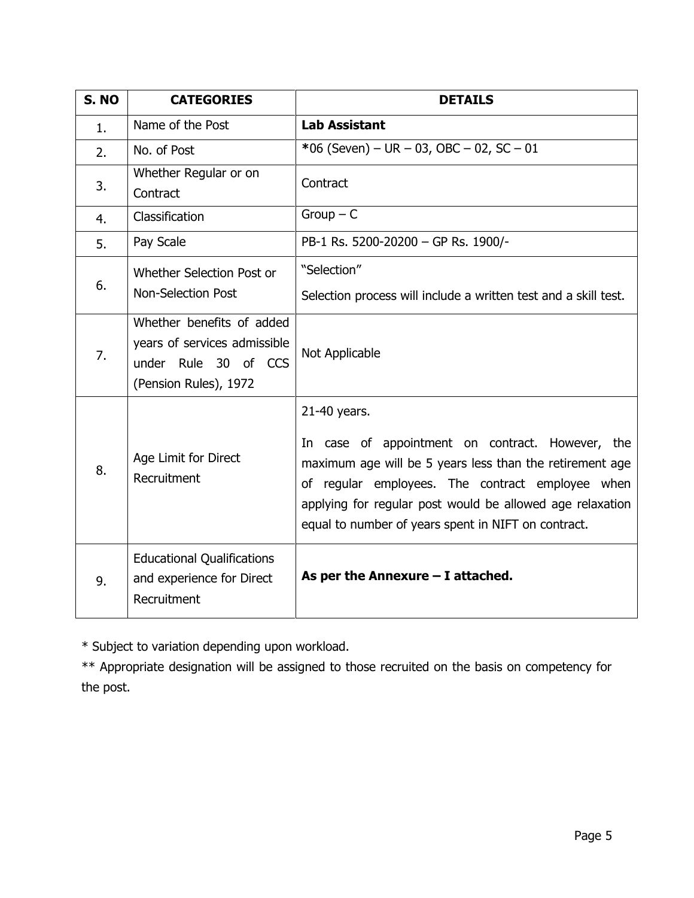| S. NO | CATEGORIES | DETAILS |
|---|---|---|
| 1. | Name of the Post | **Lab Assistant** |
| 2. | No. of Post | **\***06 (Seven) – UR – 03, OBC – 02, SC – 01 |
| 3. | Whether Regular or on Contract | Contract |
| 4. | Classification | Group – C |
| 5. | Pay Scale | PB-1 Rs. 5200-20200 – GP Rs. 1900/- |
| 6. | Whether Selection Post or Non-Selection Post | "Selection"<br><br>Selection process will include a written test and a skill test. |
| 7. | Whether benefits of added years of services admissible under Rule 30 of CCS (Pension Rules), 1972 | Not Applicable |
| 8. | Age Limit for Direct Recruitment | 21-40 years.<br><br>In case of appointment on contract. However, the maximum age will be 5 years less than the retirement age of regular employees. The contract employee when applying for regular post would be allowed age relaxation equal to number of years spent in NIFT on contract. |
| 9. | Educational Qualifications and experience for Direct Recruitment | **As per the Annexure – I attached.** |

\* Subject to variation depending upon workload.

\*\* Appropriate designation will be assigned to those recruited on the basis on competency for the post.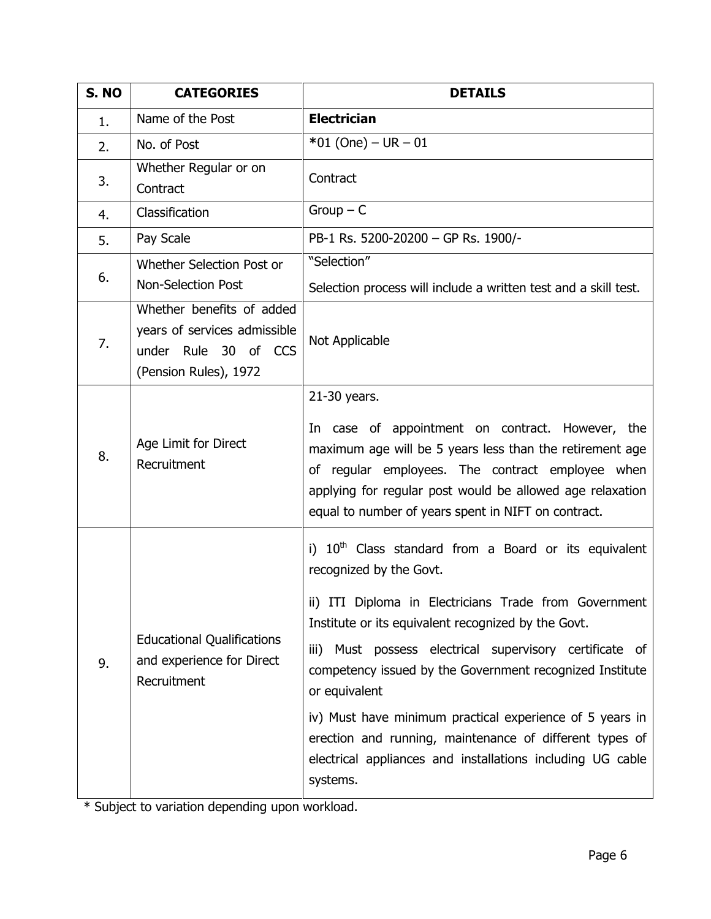| S. NO | CATEGORIES | DETAILS |
|---|---|---|
| 1. | Name of the Post | **Electrician** |
| 2. | No. of Post | ***01 (One) – UR – 01** |
| 3. | Whether Regular or on Contract | Contract |
| 4. | Classification | Group – C |
| 5. | Pay Scale | PB-1 Rs. 5200-20200 – GP Rs. 1900/- |
| 6. | Whether Selection Post or Non-Selection Post | "Selection"<br><br>Selection process will include a written test and a skill test. |
| 7. | Whether benefits of added years of services admissible under Rule 30 of CCS (Pension Rules), 1972 | Not Applicable |
| 8. | Age Limit for Direct Recruitment | 21-30 years.<br><br>In case of appointment on contract. However, the maximum age will be 5 years less than the retirement age of regular employees. The contract employee when applying for regular post would be allowed age relaxation equal to number of years spent in NIFT on contract. |
| 9. | Educational Qualifications and experience for Direct Recruitment | i) 10th Class standard from a Board or its equivalent recognized by the Govt.<br><br>ii) ITI Diploma in Electricians Trade from Government Institute or its equivalent recognized by the Govt.<br><br>iii) Must possess electrical supervisory certificate of competency issued by the Government recognized Institute or equivalent<br><br>iv) Must have minimum practical experience of 5 years in erection and running, maintenance of different types of electrical appliances and installations including UG cable systems. |

* Subject to variation depending upon workload.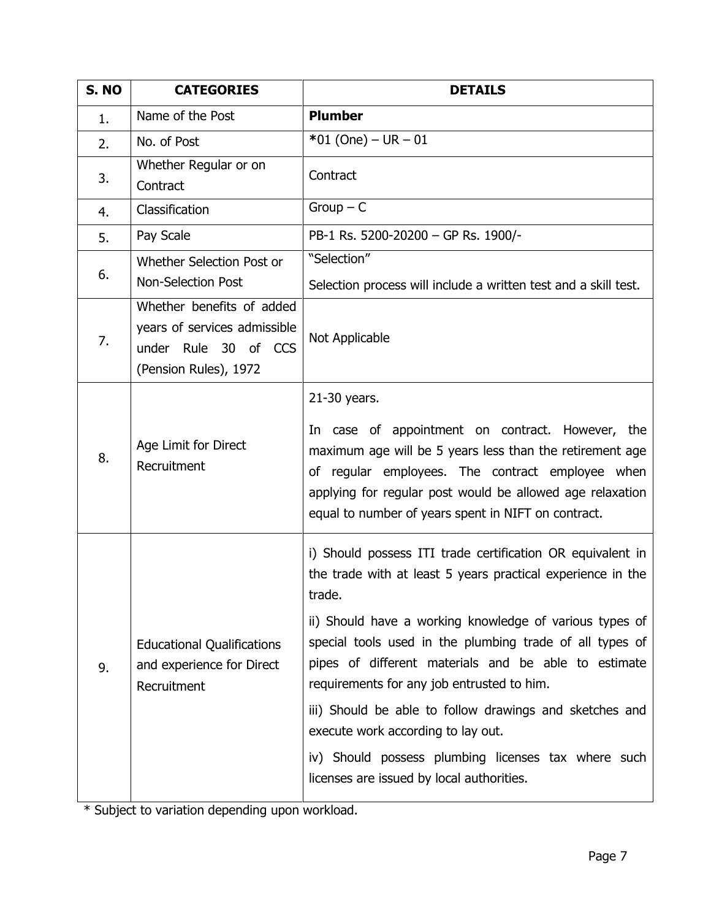| S. NO | CATEGORIES | DETAILS |
|---|---|---|
| 1. | Name of the Post | **Plumber** |
| 2. | No. of Post | ***01** (One) – UR – 01 |
| 3. | Whether Regular or on Contract | Contract |
| 4. | Classification | Group – C |
| 5. | Pay Scale | PB-1 Rs. 5200-20200 – GP Rs. 1900/- |
| 6. | Whether Selection Post or Non-Selection Post | "Selection"<br><br>Selection process will include a written test and a skill test. |
| 7. | Whether benefits of added years of services admissible under Rule 30 of CCS (Pension Rules), 1972 | Not Applicable |
| 8. | Age Limit for Direct Recruitment | 21-30 years.<br><br>In case of appointment on contract. However, the maximum age will be 5 years less than the retirement age of regular employees. The contract employee when applying for regular post would be allowed age relaxation equal to number of years spent in NIFT on contract. |
| 9. | Educational Qualifications and experience for Direct Recruitment | i) Should possess ITI trade certification OR equivalent in the trade with at least 5 years practical experience in the trade.<br><br>ii) Should have a working knowledge of various types of special tools used in the plumbing trade of all types of pipes of different materials and be able to estimate requirements for any job entrusted to him.<br><br>iii) Should be able to follow drawings and sketches and execute work according to lay out.<br><br>iv) Should possess plumbing licenses tax where such licenses are issued by local authorities. |

* Subject to variation depending upon workload.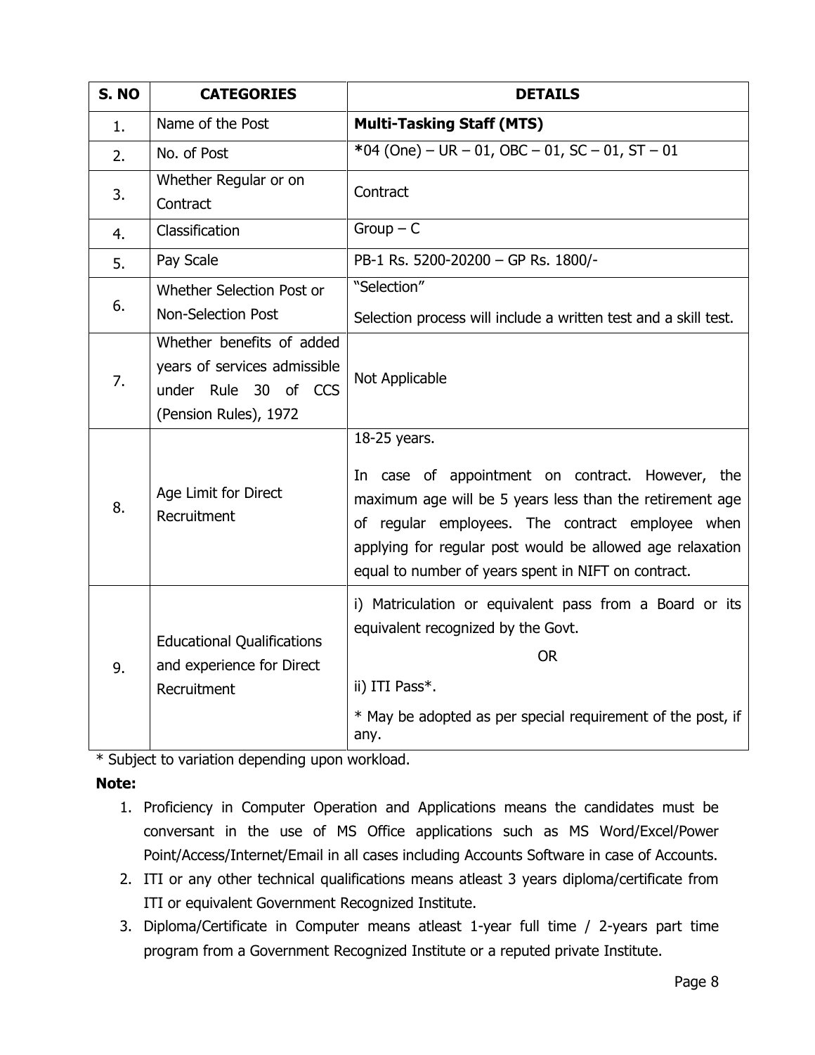| S. NO | CATEGORIES | DETAILS |
|---|---|---|
| 1. | Name of the Post | **Multi-Tasking Staff (MTS)** |
| 2. | No. of Post | ***04 (One) – UR – 01, OBC – 01, SC – 01, ST – 01 |
| 3. | Whether Regular or on Contract | Contract |
| 4. | Classification | Group – C |
| 5. | Pay Scale | PB-1 Rs. 5200-20200 – GP Rs. 1800/- |
| 6. | Whether Selection Post or Non-Selection Post | "Selection"<br><br>Selection process will include a written test and a skill test. |
| 7. | Whether benefits of added years of services admissible under Rule 30 of CCS (Pension Rules), 1972 | Not Applicable |
| 8. | Age Limit for Direct Recruitment | 18-25 years.<br><br>In case of appointment on contract. However, the maximum age will be 5 years less than the retirement age of regular employees. The contract employee when applying for regular post would be allowed age relaxation equal to number of years spent in NIFT on contract. |
| 9. | Educational Qualifications and experience for Direct Recruitment | i) Matriculation or equivalent pass from a Board or its equivalent recognized by the Govt.<br><br>OR<br><br>ii) ITI Pass*.<br><br>* May be adopted as per special requirement of the post, if any. |

* Subject to variation depending upon workload.

**Note:**

1. Proficiency in Computer Operation and Applications means the candidates must be conversant in the use of MS Office applications such as MS Word/Excel/Power Point/Access/Internet/Email in all cases including Accounts Software in case of Accounts.
2. ITI or any other technical qualifications means atleast 3 years diploma/certificate from ITI or equivalent Government Recognized Institute.
3. Diploma/Certificate in Computer means atleast 1-year full time / 2-years part time program from a Government Recognized Institute or a reputed private Institute.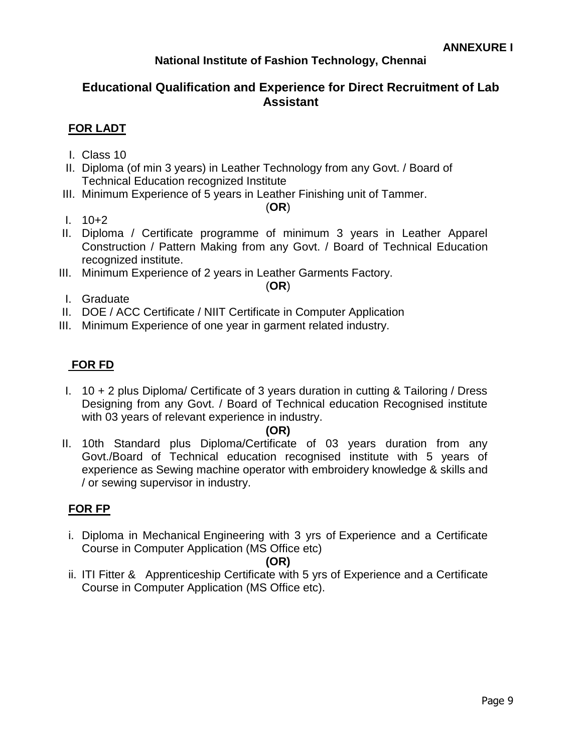**ANNEXURE I**

**National Institute of Fashion Technology, Chennai**

## Educational Qualification and Experience for Direct Recruitment of Lab Assistant

### FOR LADT

I. Class 10
II. Diploma (of min 3 years) in Leather Technology from any Govt. / Board of Technical Education recognized Institute
III. Minimum Experience of 5 years in Leather Finishing unit of Tammer.

(**OR**)

I. 10+2
II. Diploma / Certificate programme of minimum 3 years in Leather Apparel Construction / Pattern Making from any Govt. / Board of Technical Education recognized institute.
III. Minimum Experience of 2 years in Leather Garments Factory.

(**OR**)

I. Graduate
II. DOE / ACC Certificate / NIIT Certificate in Computer Application
III. Minimum Experience of one year in garment related industry.

### FOR FD

I. 10 + 2 plus Diploma/ Certificate of 3 years duration in cutting & Tailoring / Dress Designing from any Govt. / Board of Technical education Recognised institute with 03 years of relevant experience in industry.

**(OR)**

II. 10th Standard plus Diploma/Certificate of 03 years duration from any Govt./Board of Technical education recognised institute with 5 years of experience as Sewing machine operator with embroidery knowledge & skills and / or sewing supervisor in industry.

### FOR FP

i. Diploma in Mechanical Engineering with 3 yrs of Experience and a Certificate Course in Computer Application (MS Office etc)

**(OR)**

ii. ITI Fitter & Apprenticeship Certificate with 5 yrs of Experience and a Certificate Course in Computer Application (MS Office etc).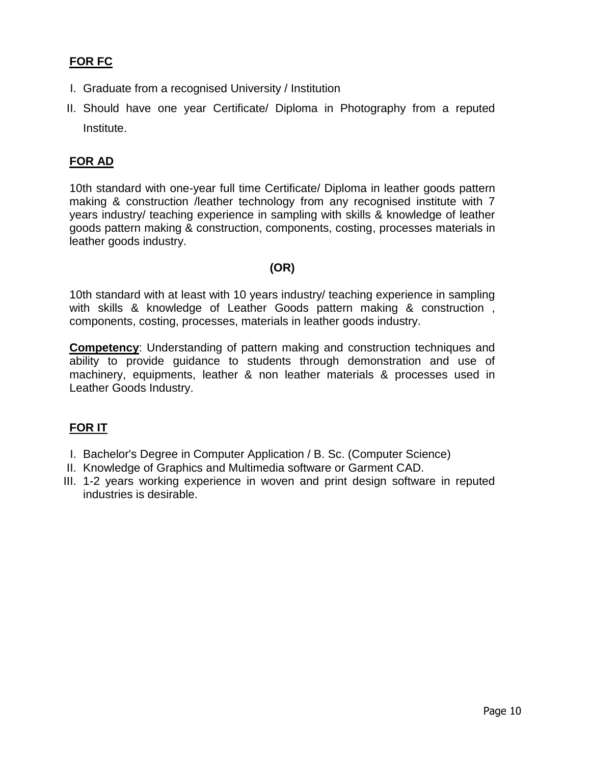**FOR FC**

I. Graduate from a recognised University / Institution
II. Should have one year Certificate/ Diploma in Photography from a reputed Institute.

**FOR AD**

10th standard with one-year full time Certificate/ Diploma in leather goods pattern making & construction /leather technology from any recognised institute with 7 years industry/ teaching experience in sampling with skills & knowledge of leather goods pattern making & construction, components, costing, processes materials in leather goods industry.

**(OR)**

10th standard with at least with 10 years industry/ teaching experience in sampling with skills & knowledge of Leather Goods pattern making & construction , components, costing, processes, materials in leather goods industry.

**Competency**: Understanding of pattern making and construction techniques and ability to provide guidance to students through demonstration and use of machinery, equipments, leather & non leather materials & processes used in Leather Goods Industry.

**FOR IT**

I. Bachelor's Degree in Computer Application / B. Sc. (Computer Science)
II. Knowledge of Graphics and Multimedia software or Garment CAD.
III. 1-2 years working experience in woven and print design software in reputed industries is desirable.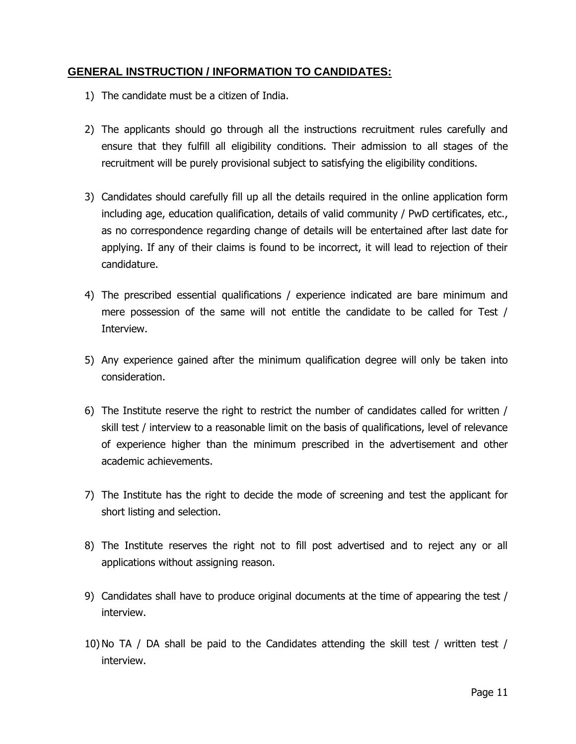## GENERAL INSTRUCTION / INFORMATION TO CANDIDATES:

1) The candidate must be a citizen of India.

2) The applicants should go through all the instructions recruitment rules carefully and ensure that they fulfill all eligibility conditions. Their admission to all stages of the recruitment will be purely provisional subject to satisfying the eligibility conditions.

3) Candidates should carefully fill up all the details required in the online application form including age, education qualification, details of valid community / PwD certificates, etc., as no correspondence regarding change of details will be entertained after last date for applying. If any of their claims is found to be incorrect, it will lead to rejection of their candidature.

4) The prescribed essential qualifications / experience indicated are bare minimum and mere possession of the same will not entitle the candidate to be called for Test / Interview.

5) Any experience gained after the minimum qualification degree will only be taken into consideration.

6) The Institute reserve the right to restrict the number of candidates called for written / skill test / interview to a reasonable limit on the basis of qualifications, level of relevance of experience higher than the minimum prescribed in the advertisement and other academic achievements.

7) The Institute has the right to decide the mode of screening and test the applicant for short listing and selection.

8) The Institute reserves the right not to fill post advertised and to reject any or all applications without assigning reason.

9) Candidates shall have to produce original documents at the time of appearing the test / interview.

10) No TA / DA shall be paid to the Candidates attending the skill test / written test / interview.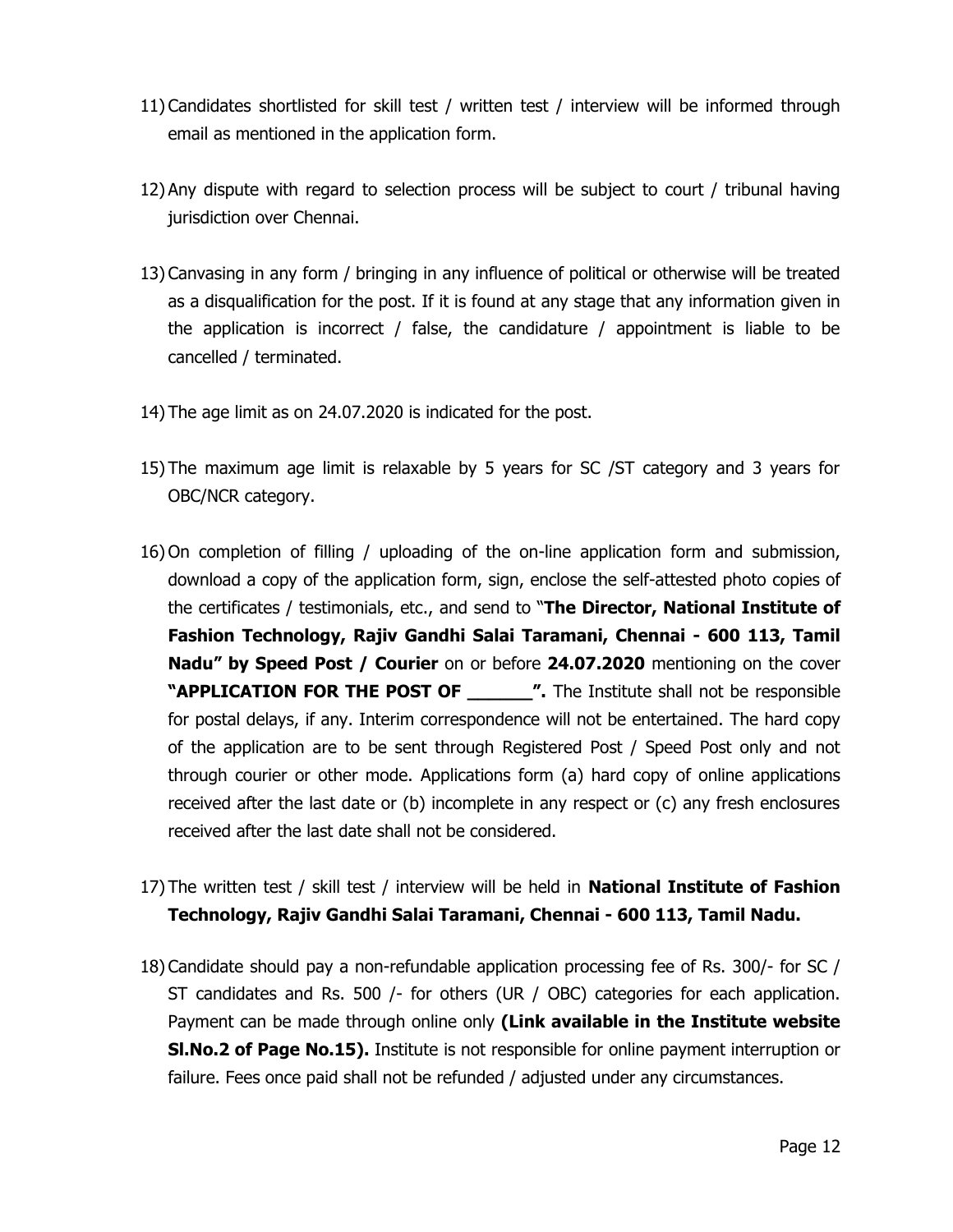11) Candidates shortlisted for skill test / written test / interview will be informed through email as mentioned in the application form.

12) Any dispute with regard to selection process will be subject to court / tribunal having jurisdiction over Chennai.

13) Canvasing in any form / bringing in any influence of political or otherwise will be treated as a disqualification for the post. If it is found at any stage that any information given in the application is incorrect / false, the candidature / appointment is liable to be cancelled / terminated.

14) The age limit as on 24.07.2020 is indicated for the post.

15) The maximum age limit is relaxable by 5 years for SC /ST category and 3 years for OBC/NCR category.

16) On completion of filling / uploading of the on-line application form and submission, download a copy of the application form, sign, enclose the self-attested photo copies of the certificates / testimonials, etc., and send to "**The Director, National Institute of Fashion Technology, Rajiv Gandhi Salai Taramani, Chennai - 600 113, Tamil Nadu" by Speed Post / Courier** on or before **24.07.2020** mentioning on the cover **"APPLICATION FOR THE POST OF _______".** The Institute shall not be responsible for postal delays, if any. Interim correspondence will not be entertained. The hard copy of the application are to be sent through Registered Post / Speed Post only and not through courier or other mode. Applications form (a) hard copy of online applications received after the last date or (b) incomplete in any respect or (c) any fresh enclosures received after the last date shall not be considered.

17) The written test / skill test / interview will be held in **National Institute of Fashion Technology, Rajiv Gandhi Salai Taramani, Chennai - 600 113, Tamil Nadu.**

18) Candidate should pay a non-refundable application processing fee of Rs. 300/- for SC / ST candidates and Rs. 500 /- for others (UR / OBC) categories for each application. Payment can be made through online only **(Link available in the Institute website Sl.No.2 of Page No.15).** Institute is not responsible for online payment interruption or failure. Fees once paid shall not be refunded / adjusted under any circumstances.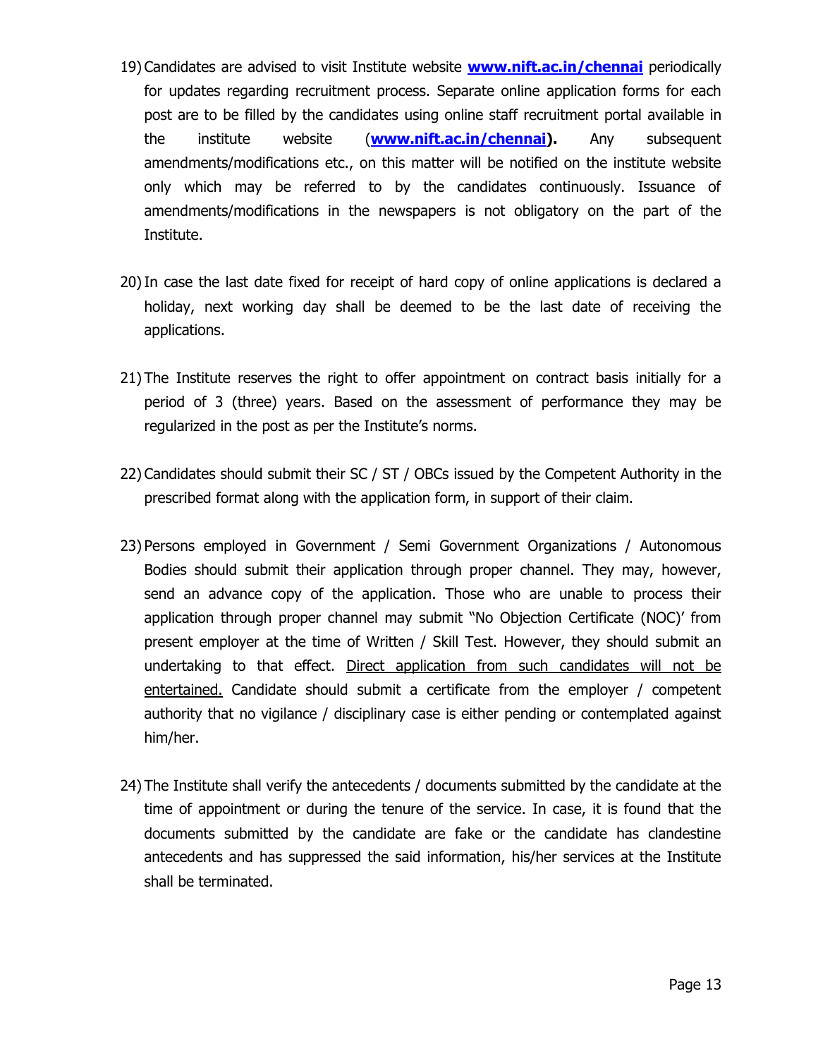19) Candidates are advised to visit Institute website **www.nift.ac.in/chennai** periodically for updates regarding recruitment process. Separate online application forms for each post are to be filled by the candidates using online staff recruitment portal available in the institute website (**www.nift.ac.in/chennai).** Any subsequent amendments/modifications etc., on this matter will be notified on the institute website only which may be referred to by the candidates continuously. Issuance of amendments/modifications in the newspapers is not obligatory on the part of the Institute.

20) In case the last date fixed for receipt of hard copy of online applications is declared a holiday, next working day shall be deemed to be the last date of receiving the applications.

21) The Institute reserves the right to offer appointment on contract basis initially for a period of 3 (three) years. Based on the assessment of performance they may be regularized in the post as per the Institute's norms.

22) Candidates should submit their SC / ST / OBCs issued by the Competent Authority in the prescribed format along with the application form, in support of their claim.

23) Persons employed in Government / Semi Government Organizations / Autonomous Bodies should submit their application through proper channel. They may, however, send an advance copy of the application. Those who are unable to process their application through proper channel may submit "No Objection Certificate (NOC)' from present employer at the time of Written / Skill Test. However, they should submit an undertaking to that effect. <u>Direct application from such candidates will not be entertained.</u> Candidate should submit a certificate from the employer / competent authority that no vigilance / disciplinary case is either pending or contemplated against him/her.

24) The Institute shall verify the antecedents / documents submitted by the candidate at the time of appointment or during the tenure of the service. In case, it is found that the documents submitted by the candidate are fake or the candidate has clandestine antecedents and has suppressed the said information, his/her services at the Institute shall be terminated.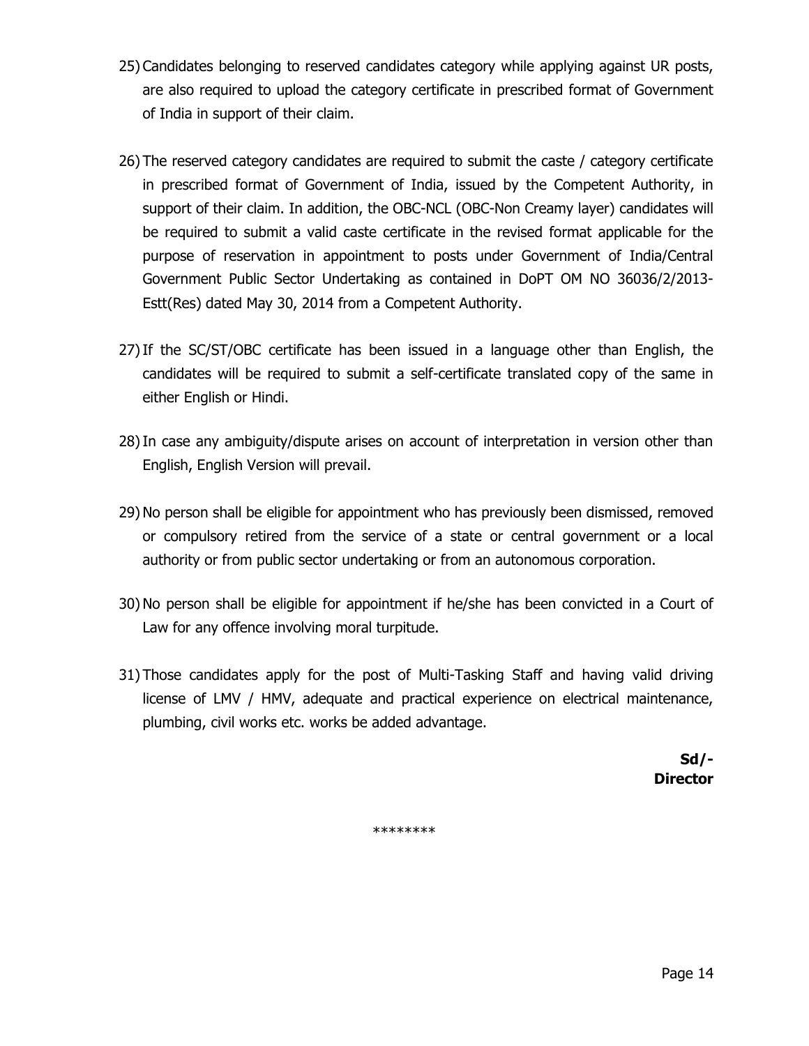25) Candidates belonging to reserved candidates category while applying against UR posts, are also required to upload the category certificate in prescribed format of Government of India in support of their claim.

26) The reserved category candidates are required to submit the caste / category certificate in prescribed format of Government of India, issued by the Competent Authority, in support of their claim. In addition, the OBC-NCL (OBC-Non Creamy layer) candidates will be required to submit a valid caste certificate in the revised format applicable for the purpose of reservation in appointment to posts under Government of India/Central Government Public Sector Undertaking as contained in DoPT OM NO 36036/2/2013-Estt(Res) dated May 30, 2014 from a Competent Authority.

27) If the SC/ST/OBC certificate has been issued in a language other than English, the candidates will be required to submit a self-certificate translated copy of the same in either English or Hindi.

28) In case any ambiguity/dispute arises on account of interpretation in version other than English, English Version will prevail.

29) No person shall be eligible for appointment who has previously been dismissed, removed or compulsory retired from the service of a state or central government or a local authority or from public sector undertaking or from an autonomous corporation.

30) No person shall be eligible for appointment if he/she has been convicted in a Court of Law for any offence involving moral turpitude.

31) Those candidates apply for the post of Multi-Tasking Staff and having valid driving license of LMV / HMV, adequate and practical experience on electrical maintenance, plumbing, civil works etc. works be added advantage.

**Sd/-**
**Director**

********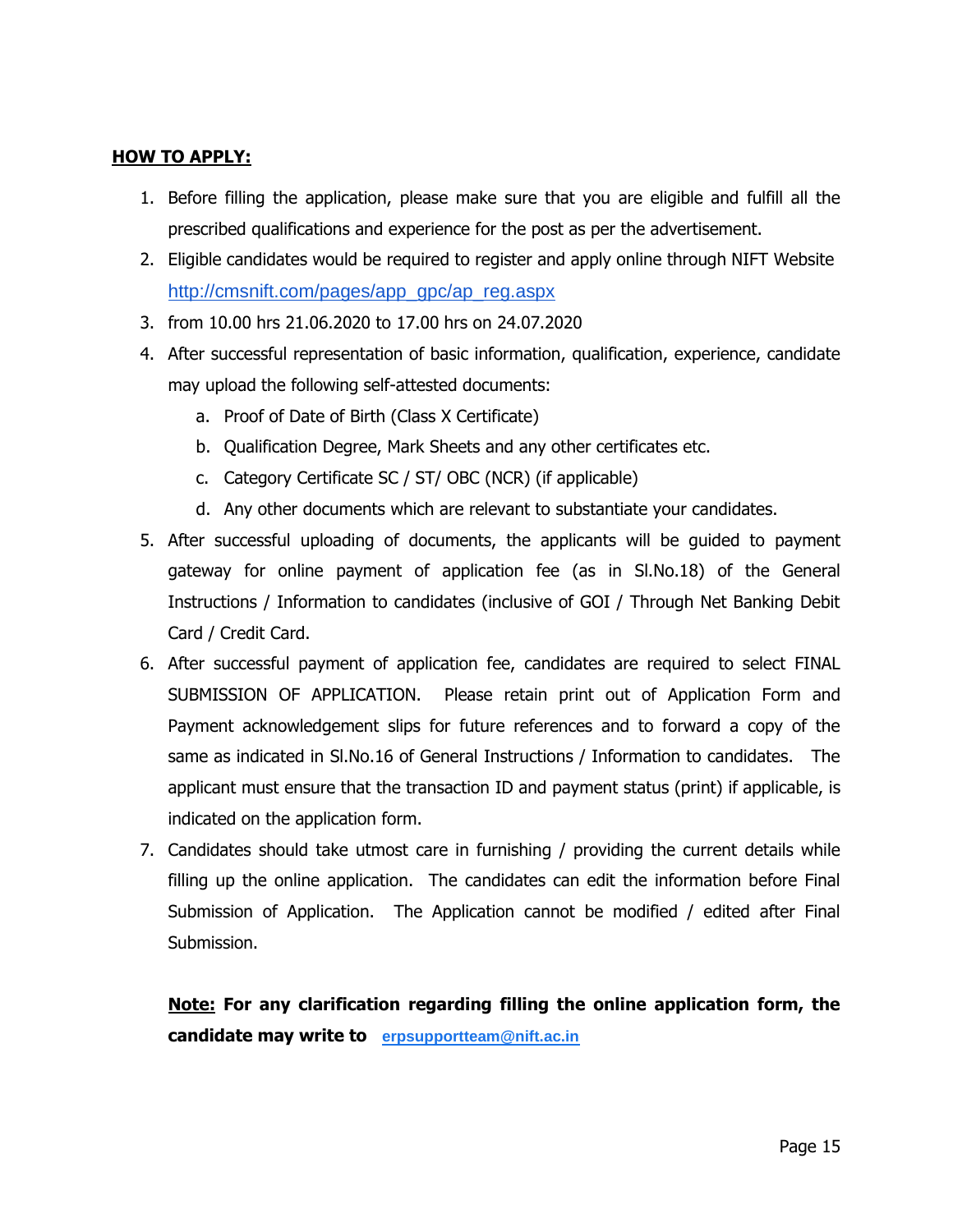**<u>HOW TO APPLY:</u>**

1. Before filling the application, please make sure that you are eligible and fulfill all the prescribed qualifications and experience for the post as per the advertisement.
2. Eligible candidates would be required to register and apply online through NIFT Website http://cmsnift.com/pages/app_gpc/ap_reg.aspx
3. from 10.00 hrs 21.06.2020 to 17.00 hrs on 24.07.2020
4. After successful representation of basic information, qualification, experience, candidate may upload the following self-attested documents:
    a. Proof of Date of Birth (Class X Certificate)
    b. Qualification Degree, Mark Sheets and any other certificates etc.
    c. Category Certificate SC / ST/ OBC (NCR) (if applicable)
    d. Any other documents which are relevant to substantiate your candidates.
5. After successful uploading of documents, the applicants will be guided to payment gateway for online payment of application fee (as in Sl.No.18) of the General Instructions / Information to candidates (inclusive of GOI / Through Net Banking Debit Card / Credit Card.
6. After successful payment of application fee, candidates are required to select FINAL SUBMISSION OF APPLICATION. Please retain print out of Application Form and Payment acknowledgement slips for future references and to forward a copy of the same as indicated in Sl.No.16 of General Instructions / Information to candidates. The applicant must ensure that the transaction ID and payment status (print) if applicable, is indicated on the application form.
7. Candidates should take utmost care in furnishing / providing the current details while filling up the online application. The candidates can edit the information before Final Submission of Application. The Application cannot be modified / edited after Final Submission.

**<u>Note:</u> For any clarification regarding filling the online application form, the candidate may write to** erpsupportteam@nift.ac.in